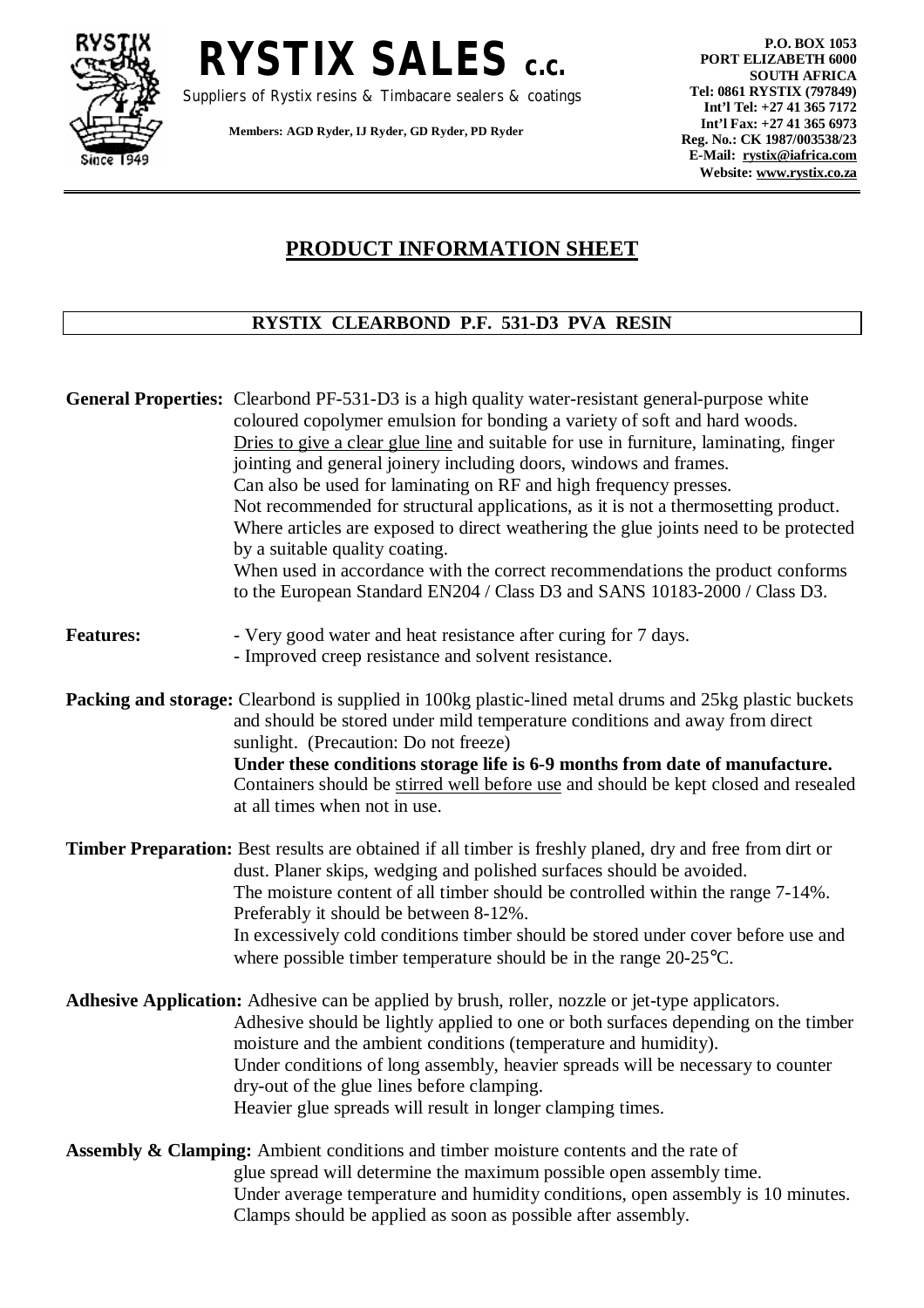# RYSTIX SALES C.C.

Suppliers of Rystix resins & Timbacare sealers & coatings

**Members: AGD Ryder, IJ Ryder, GD Ryder, PD Ryder**

**P.O. BOX 1053**
**PORT ELIZABETH 6000**
**SOUTH AFRICA**
**Tel: 0861 RYSTIX (797849)**
**Int'l Tel: +27 41 365 7172**
**Int'l Fax: +27 41 365 6973**
**Reg. No.: CK 1987/003538/23**
**E-Mail: rystix@iafrica.com**
**Website: www.rystix.co.za**

## PRODUCT INFORMATION SHEET

### RYSTIX CLEARBOND P.F. 531-D3 PVA RESIN

**General Properties:** Clearbond PF-531-D3 is a high quality water-resistant general-purpose white coloured copolymer emulsion for bonding a variety of soft and hard woods.
Dries to give a clear glue line and suitable for use in furniture, laminating, finger jointing and general joinery including doors, windows and frames.
Can also be used for laminating on RF and high frequency presses.
Not recommended for structural applications, as it is not a thermosetting product.
Where articles are exposed to direct weathering the glue joints need to be protected by a suitable quality coating.
When used in accordance with the correct recommendations the product conforms to the European Standard EN204 / Class D3 and SANS 10183-2000 / Class D3.

**Features:**
- Very good water and heat resistance after curing for 7 days.
- Improved creep resistance and solvent resistance.

**Packing and storage:** Clearbond is supplied in 100kg plastic-lined metal drums and 25kg plastic buckets and should be stored under mild temperature conditions and away from direct sunlight. (Precaution: Do not freeze)
**Under these conditions storage life is 6-9 months from date of manufacture.**
Containers should be stirred well before use and should be kept closed and resealed at all times when not in use.

**Timber Preparation:** Best results are obtained if all timber is freshly planed, dry and free from dirt or dust. Planer skips, wedging and polished surfaces should be avoided.
The moisture content of all timber should be controlled within the range 7-14%. Preferably it should be between 8-12%.
In excessively cold conditions timber should be stored under cover before use and where possible timber temperature should be in the range 20-25°C.

**Adhesive Application:** Adhesive can be applied by brush, roller, nozzle or jet-type applicators.
Adhesive should be lightly applied to one or both surfaces depending on the timber moisture and the ambient conditions (temperature and humidity).
Under conditions of long assembly, heavier spreads will be necessary to counter dry-out of the glue lines before clamping.
Heavier glue spreads will result in longer clamping times.

**Assembly & Clamping:** Ambient conditions and timber moisture contents and the rate of glue spread will determine the maximum possible open assembly time.
Under average temperature and humidity conditions, open assembly is 10 minutes.
Clamps should be applied as soon as possible after assembly.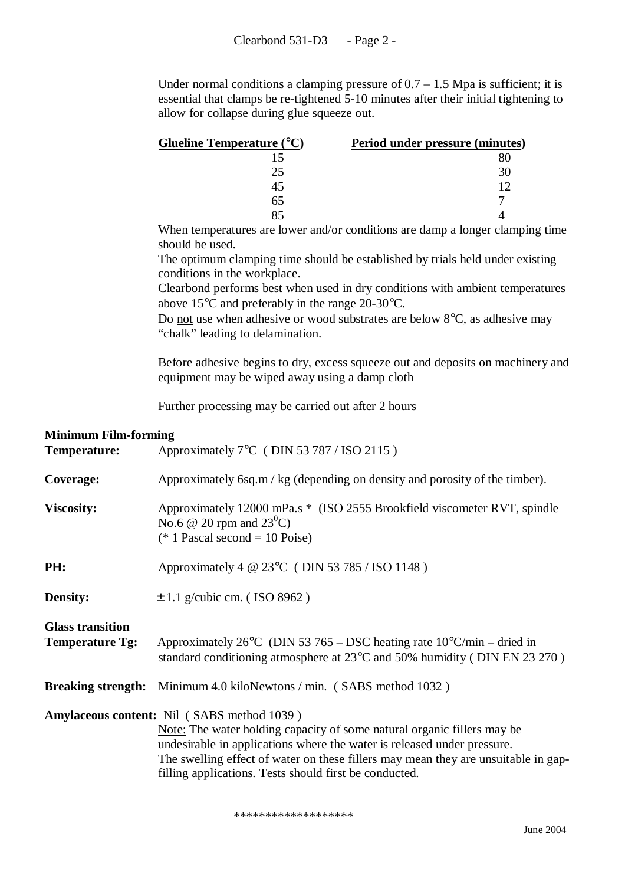Under normal conditions a clamping pressure of 0.7 – 1.5 Mpa is sufficient; it is essential that clamps be re-tightened 5-10 minutes after their initial tightening to allow for collapse during glue squeeze out.

| Glueline Temperature (°C) | Period under pressure (minutes) |
|---|---|
| 15 | 80 |
| 25 | 30 |
| 45 | 12 |
| 65 | 7 |
| 85 | 4 |

When temperatures are lower and/or conditions are damp a longer clamping time should be used.

The optimum clamping time should be established by trials held under existing conditions in the workplace.

Clearbond performs best when used in dry conditions with ambient temperatures above 15°C and preferably in the range 20-30°C.

Do <u>not</u> use when adhesive or wood substrates are below 8°C, as adhesive may "chalk" leading to delamination.

Before adhesive begins to dry, excess squeeze out and deposits on machinery and equipment may be wiped away using a damp cloth

Further processing may be carried out after 2 hours

**Minimum Film-forming Temperature:** Approximately 7°C ( DIN 53 787 / ISO 2115 )

**Coverage:** Approximately 6sq.m / kg (depending on density and porosity of the timber).

**Viscosity:** Approximately 12000 mPa.s * (ISO 2555 Brookfield viscometer RVT, spindle No.6 @ 20 rpm and $23^0$C)
(* 1 Pascal second = 10 Poise)

**PH:** Approximately 4 @ 23°C ( DIN 53 785 / ISO 1148 )

**Density:** ± 1.1 g/cubic cm. ( ISO 8962 )

**Glass transition Temperature Tg:** Approximately 26°C (DIN 53 765 – DSC heating rate 10°C/min – dried in standard conditioning atmosphere at 23°C and 50% humidity ( DIN EN 23 270 )

**Breaking strength:** Minimum 4.0 kiloNewtons / min. ( SABS method 1032 )

**Amylaceous content:** Nil ( SABS method 1039 )
<u>Note:</u> The water holding capacity of some natural organic fillers may be undesirable in applications where the water is released under pressure.
The swelling effect of water on these fillers may mean they are unsuitable in gap-filling applications. Tests should first be conducted.

*******************

June 2004